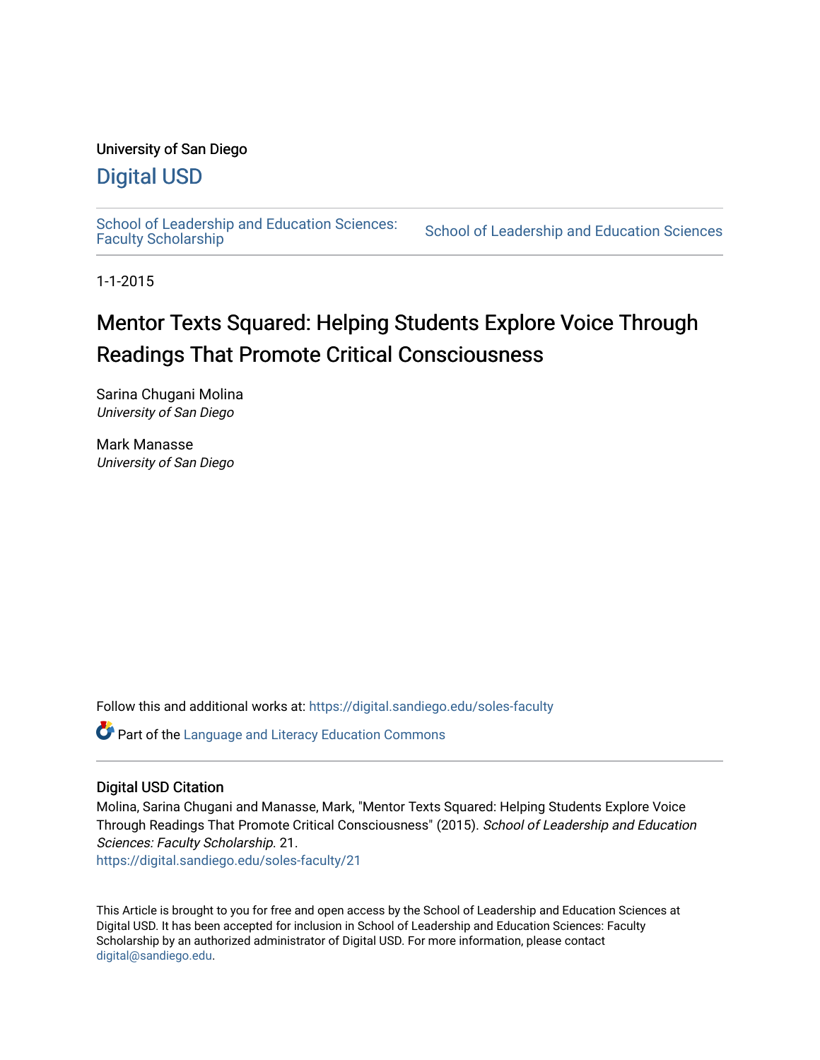University of San Diego

# Digital USD

School of Leadership and Education Sciences: Faculty Scholarship | School of Leadership and Education Sciences

1-1-2015

# Mentor Texts Squared: Helping Students Explore Voice Through Readings That Promote Critical Consciousness

Sarina Chugani Molina
*University of San Diego*

Mark Manasse
*University of San Diego*

Follow this and additional works at: https://digital.sandiego.edu/soles-faculty

Part of the Language and Literacy Education Commons

## Digital USD Citation

Molina, Sarina Chugani and Manasse, Mark, "Mentor Texts Squared: Helping Students Explore Voice Through Readings That Promote Critical Consciousness" (2015). *School of Leadership and Education Sciences: Faculty Scholarship*. 21.
https://digital.sandiego.edu/soles-faculty/21

This Article is brought to you for free and open access by the School of Leadership and Education Sciences at Digital USD. It has been accepted for inclusion in School of Leadership and Education Sciences: Faculty Scholarship by an authorized administrator of Digital USD. For more information, please contact digital@sandiego.edu.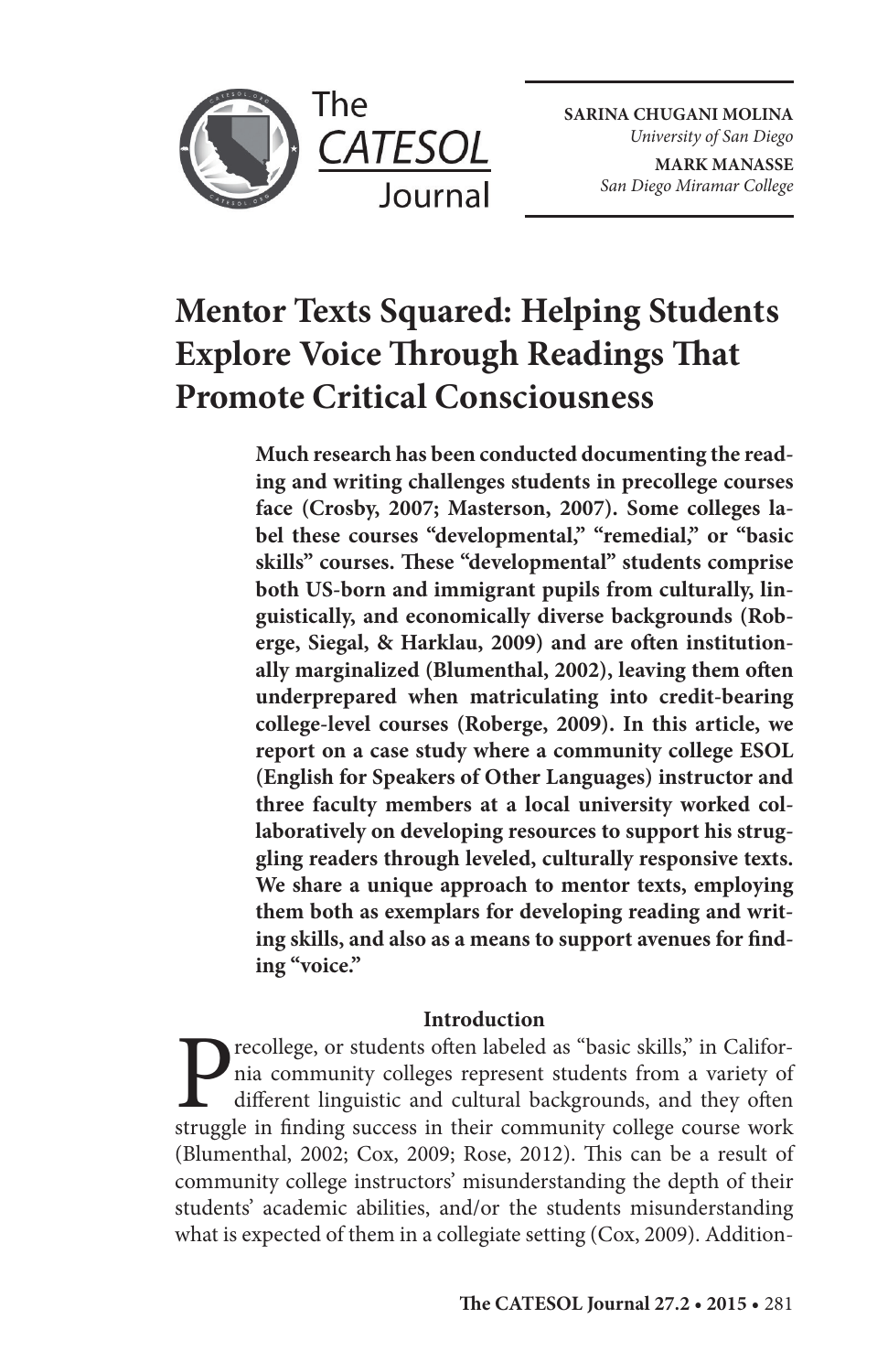SARINA CHUGANI MOLINA
*University of San Diego*

MARK MANASSE
*San Diego Miramar College*

# Mentor Texts Squared: Helping Students Explore Voice Through Readings That Promote Critical Consciousness

**Much research has been conducted documenting the reading and writing challenges students in precollege courses face (Crosby, 2007; Masterson, 2007). Some colleges label these courses "developmental," "remedial," or "basic skills" courses. These "developmental" students comprise both US-born and immigrant pupils from culturally, linguistically, and economically diverse backgrounds (Roberge, Siegal, & Harklau, 2009) and are often institutionally marginalized (Blumenthal, 2002), leaving them often underprepared when matriculating into credit-bearing college-level courses (Roberge, 2009). In this article, we report on a case study where a community college ESOL (English for Speakers of Other Languages) instructor and three faculty members at a local university worked collaboratively on developing resources to support his struggling readers through leveled, culturally responsive texts. We share a unique approach to mentor texts, employing them both as exemplars for developing reading and writing skills, and also as a means to support avenues for finding "voice."**

## Introduction

Precollege, or students often labeled as "basic skills," in California community colleges represent students from a variety of different linguistic and cultural backgrounds, and they often struggle in finding success in their community college course work (Blumenthal, 2002; Cox, 2009; Rose, 2012). This can be a result of community college instructors' misunderstanding the depth of their students' academic abilities, and/or the students misunderstanding what is expected of them in a collegiate setting (Cox, 2009). Addition-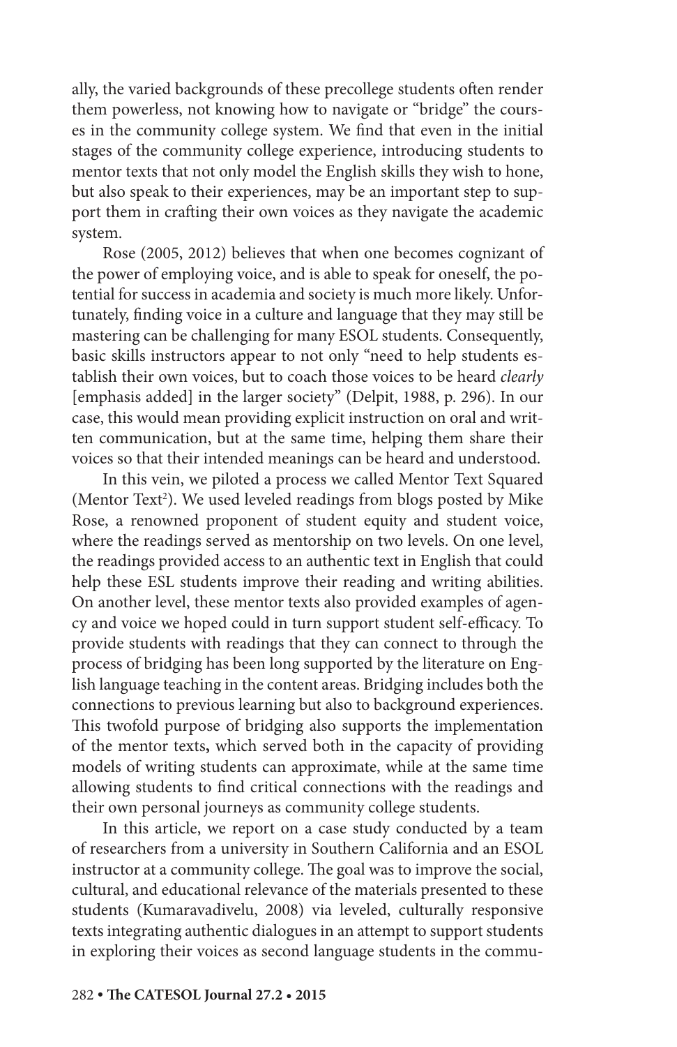ally, the varied backgrounds of these precollege students often render them powerless, not knowing how to navigate or "bridge" the courses in the community college system. We find that even in the initial stages of the community college experience, introducing students to mentor texts that not only model the English skills they wish to hone, but also speak to their experiences, may be an important step to support them in crafting their own voices as they navigate the academic system.

Rose (2005, 2012) believes that when one becomes cognizant of the power of employing voice, and is able to speak for oneself, the potential for success in academia and society is much more likely. Unfortunately, finding voice in a culture and language that they may still be mastering can be challenging for many ESOL students. Consequently, basic skills instructors appear to not only "need to help students establish their own voices, but to coach those voices to be heard *clearly* [emphasis added] in the larger society" (Delpit, 1988, p. 296). In our case, this would mean providing explicit instruction on oral and written communication, but at the same time, helping them share their voices so that their intended meanings can be heard and understood.

In this vein, we piloted a process we called Mentor Text Squared (Mentor Text$^2$). We used leveled readings from blogs posted by Mike Rose, a renowned proponent of student equity and student voice, where the readings served as mentorship on two levels. On one level, the readings provided access to an authentic text in English that could help these ESL students improve their reading and writing abilities. On another level, these mentor texts also provided examples of agency and voice we hoped could in turn support student self-efficacy. To provide students with readings that they can connect to through the process of bridging has been long supported by the literature on English language teaching in the content areas. Bridging includes both the connections to previous learning but also to background experiences. This twofold purpose of bridging also supports the implementation of the mentor texts**,** which served both in the capacity of providing models of writing students can approximate, while at the same time allowing students to find critical connections with the readings and their own personal journeys as community college students.

In this article, we report on a case study conducted by a team of researchers from a university in Southern California and an ESOL instructor at a community college. The goal was to improve the social, cultural, and educational relevance of the materials presented to these students (Kumaravadivelu, 2008) via leveled, culturally responsive texts integrating authentic dialogues in an attempt to support students in exploring their voices as second language students in the commu-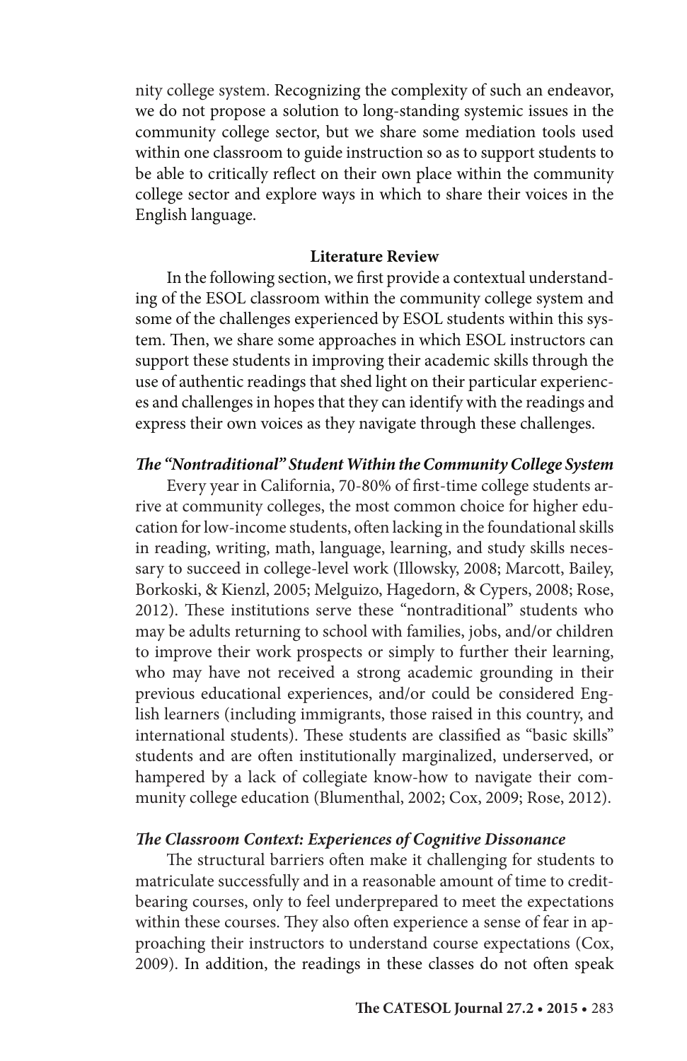nity college system. Recognizing the complexity of such an endeavor, we do not propose a solution to long-standing systemic issues in the community college sector, but we share some mediation tools used within one classroom to guide instruction so as to support students to be able to critically reflect on their own place within the community college sector and explore ways in which to share their voices in the English language.

## Literature Review

In the following section, we first provide a contextual understanding of the ESOL classroom within the community college system and some of the challenges experienced by ESOL students within this system. Then, we share some approaches in which ESOL instructors can support these students in improving their academic skills through the use of authentic readings that shed light on their particular experiences and challenges in hopes that they can identify with the readings and express their own voices as they navigate through these challenges.

### *The "Nontraditional" Student Within the Community College System*

Every year in California, 70-80% of first-time college students arrive at community colleges, the most common choice for higher education for low-income students, often lacking in the foundational skills in reading, writing, math, language, learning, and study skills necessary to succeed in college-level work (Illowsky, 2008; Marcott, Bailey, Borkoski, & Kienzl, 2005; Melguizo, Hagedorn, & Cypers, 2008; Rose, 2012). These institutions serve these "nontraditional" students who may be adults returning to school with families, jobs, and/or children to improve their work prospects or simply to further their learning, who may have not received a strong academic grounding in their previous educational experiences, and/or could be considered English learners (including immigrants, those raised in this country, and international students). These students are classified as "basic skills" students and are often institutionally marginalized, underserved, or hampered by a lack of collegiate know-how to navigate their community college education (Blumenthal, 2002; Cox, 2009; Rose, 2012).

### *The Classroom Context: Experiences of Cognitive Dissonance*

The structural barriers often make it challenging for students to matriculate successfully and in a reasonable amount of time to credit-bearing courses, only to feel underprepared to meet the expectations within these courses. They also often experience a sense of fear in approaching their instructors to understand course expectations (Cox, 2009). In addition, the readings in these classes do not often speak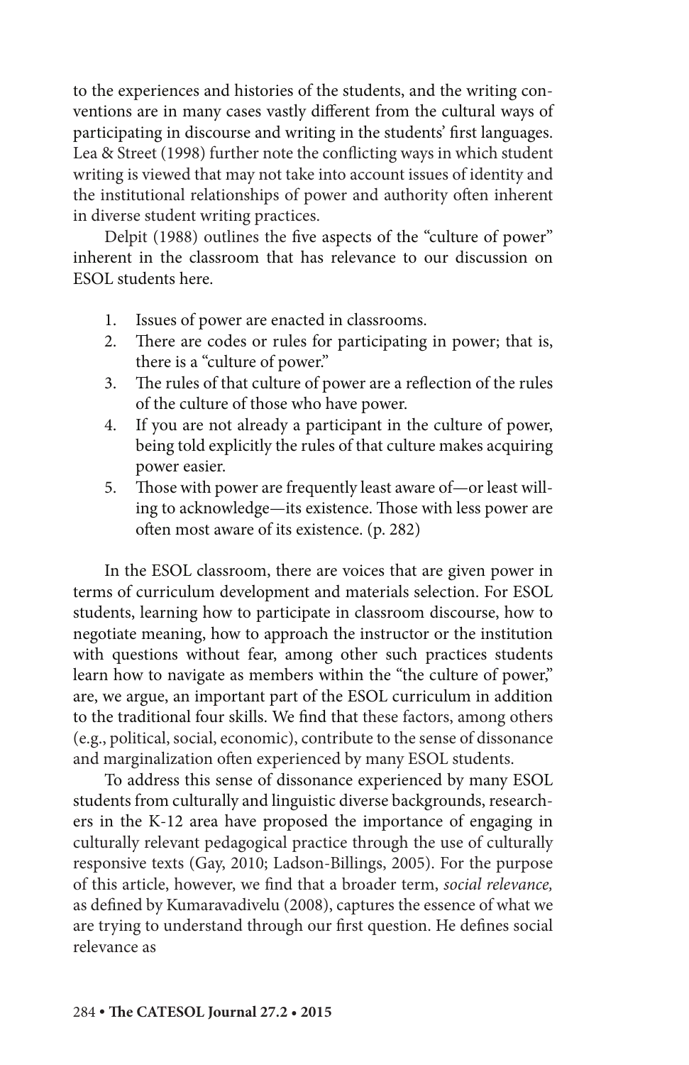to the experiences and histories of the students, and the writing conventions are in many cases vastly different from the cultural ways of participating in discourse and writing in the students' first languages. Lea & Street (1998) further note the conflicting ways in which student writing is viewed that may not take into account issues of identity and the institutional relationships of power and authority often inherent in diverse student writing practices.

Delpit (1988) outlines the five aspects of the "culture of power" inherent in the classroom that has relevance to our discussion on ESOL students here.

1. Issues of power are enacted in classrooms.
2. There are codes or rules for participating in power; that is, there is a "culture of power."
3. The rules of that culture of power are a reflection of the rules of the culture of those who have power.
4. If you are not already a participant in the culture of power, being told explicitly the rules of that culture makes acquiring power easier.
5. Those with power are frequently least aware of—or least willing to acknowledge—its existence. Those with less power are often most aware of its existence. (p. 282)

In the ESOL classroom, there are voices that are given power in terms of curriculum development and materials selection. For ESOL students, learning how to participate in classroom discourse, how to negotiate meaning, how to approach the instructor or the institution with questions without fear, among other such practices students learn how to navigate as members within the "the culture of power," are, we argue, an important part of the ESOL curriculum in addition to the traditional four skills. We find that these factors, among others (e.g., political, social, economic), contribute to the sense of dissonance and marginalization often experienced by many ESOL students.

To address this sense of dissonance experienced by many ESOL students from culturally and linguistic diverse backgrounds, researchers in the K-12 area have proposed the importance of engaging in culturally relevant pedagogical practice through the use of culturally responsive texts (Gay, 2010; Ladson-Billings, 2005). For the purpose of this article, however, we find that a broader term, *social relevance,* as defined by Kumaravadivelu (2008), captures the essence of what we are trying to understand through our first question. He defines social relevance as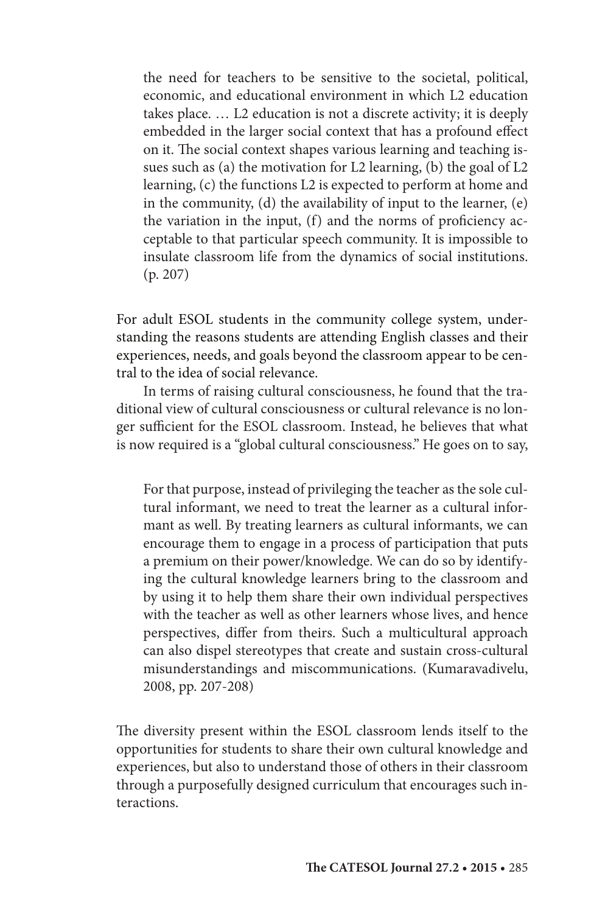> the need for teachers to be sensitive to the societal, political, economic, and educational environment in which L2 education takes place. … L2 education is not a discrete activity; it is deeply embedded in the larger social context that has a profound effect on it. The social context shapes various learning and teaching issues such as (a) the motivation for L2 learning, (b) the goal of L2 learning, (c) the functions L2 is expected to perform at home and in the community, (d) the availability of input to the learner, (e) the variation in the input, (f) and the norms of proficiency acceptable to that particular speech community. It is impossible to insulate classroom life from the dynamics of social institutions. (p. 207)

For adult ESOL students in the community college system, understanding the reasons students are attending English classes and their experiences, needs, and goals beyond the classroom appear to be central to the idea of social relevance.

In terms of raising cultural consciousness, he found that the traditional view of cultural consciousness or cultural relevance is no longer sufficient for the ESOL classroom. Instead, he believes that what is now required is a "global cultural consciousness." He goes on to say,

> For that purpose, instead of privileging the teacher as the sole cultural informant, we need to treat the learner as a cultural informant as well. By treating learners as cultural informants, we can encourage them to engage in a process of participation that puts a premium on their power/knowledge. We can do so by identifying the cultural knowledge learners bring to the classroom and by using it to help them share their own individual perspectives with the teacher as well as other learners whose lives, and hence perspectives, differ from theirs. Such a multicultural approach can also dispel stereotypes that create and sustain cross-cultural misunderstandings and miscommunications. (Kumaravadivelu, 2008, pp. 207-208)

The diversity present within the ESOL classroom lends itself to the opportunities for students to share their own cultural knowledge and experiences, but also to understand those of others in their classroom through a purposefully designed curriculum that encourages such interactions.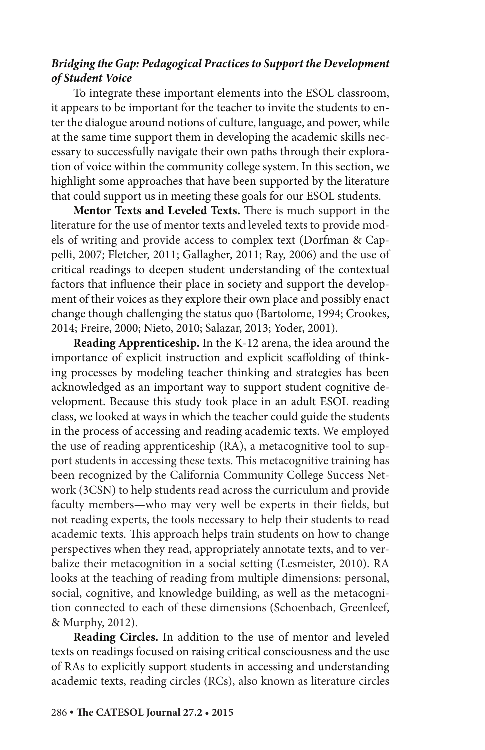### *Bridging the Gap: Pedagogical Practices to Support the Development of Student Voice*

To integrate these important elements into the ESOL classroom, it appears to be important for the teacher to invite the students to enter the dialogue around notions of culture, language, and power, while at the same time support them in developing the academic skills necessary to successfully navigate their own paths through their exploration of voice within the community college system. In this section, we highlight some approaches that have been supported by the literature that could support us in meeting these goals for our ESOL students.

**Mentor Texts and Leveled Texts.** There is much support in the literature for the use of mentor texts and leveled texts to provide models of writing and provide access to complex text (Dorfman & Cappelli, 2007; Fletcher, 2011; Gallagher, 2011; Ray, 2006) and the use of critical readings to deepen student understanding of the contextual factors that influence their place in society and support the development of their voices as they explore their own place and possibly enact change though challenging the status quo (Bartolome, 1994; Crookes, 2014; Freire, 2000; Nieto, 2010; Salazar, 2013; Yoder, 2001).

**Reading Apprenticeship.** In the K-12 arena, the idea around the importance of explicit instruction and explicit scaffolding of thinking processes by modeling teacher thinking and strategies has been acknowledged as an important way to support student cognitive development. Because this study took place in an adult ESOL reading class, we looked at ways in which the teacher could guide the students in the process of accessing and reading academic texts. We employed the use of reading apprenticeship (RA), a metacognitive tool to support students in accessing these texts. This metacognitive training has been recognized by the California Community College Success Network (3CSN) to help students read across the curriculum and provide faculty members—who may very well be experts in their fields, but not reading experts, the tools necessary to help their students to read academic texts. This approach helps train students on how to change perspectives when they read, appropriately annotate texts, and to verbalize their metacognition in a social setting (Lesmeister, 2010). RA looks at the teaching of reading from multiple dimensions: personal, social, cognitive, and knowledge building, as well as the metacognition connected to each of these dimensions (Schoenbach, Greenleef, & Murphy, 2012).

**Reading Circles.** In addition to the use of mentor and leveled texts on readings focused on raising critical consciousness and the use of RAs to explicitly support students in accessing and understanding academic texts, reading circles (RCs), also known as literature circles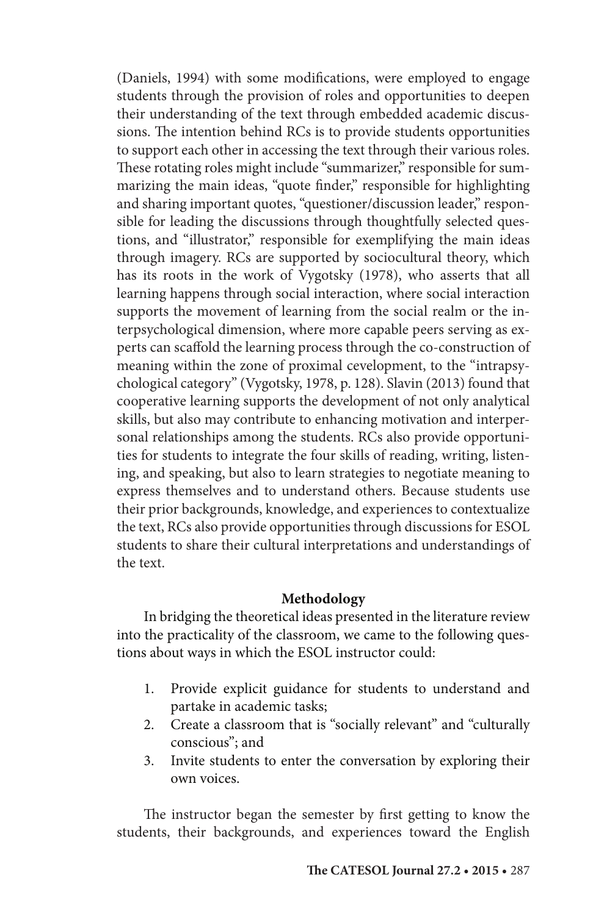(Daniels, 1994) with some modifications, were employed to engage students through the provision of roles and opportunities to deepen their understanding of the text through embedded academic discussions. The intention behind RCs is to provide students opportunities to support each other in accessing the text through their various roles. These rotating roles might include "summarizer," responsible for summarizing the main ideas, "quote finder," responsible for highlighting and sharing important quotes, "questioner/discussion leader," responsible for leading the discussions through thoughtfully selected questions, and "illustrator," responsible for exemplifying the main ideas through imagery. RCs are supported by sociocultural theory, which has its roots in the work of Vygotsky (1978), who asserts that all learning happens through social interaction, where social interaction supports the movement of learning from the social realm or the interpsychological dimension, where more capable peers serving as experts can scaffold the learning process through the co-construction of meaning within the zone of proximal cevelopment, to the "intrapsychological category" (Vygotsky, 1978, p. 128). Slavin (2013) found that cooperative learning supports the development of not only analytical skills, but also may contribute to enhancing motivation and interpersonal relationships among the students. RCs also provide opportunities for students to integrate the four skills of reading, writing, listening, and speaking, but also to learn strategies to negotiate meaning to express themselves and to understand others. Because students use their prior backgrounds, knowledge, and experiences to contextualize the text, RCs also provide opportunities through discussions for ESOL students to share their cultural interpretations and understandings of the text.

## Methodology

In bridging the theoretical ideas presented in the literature review into the practicality of the classroom, we came to the following questions about ways in which the ESOL instructor could:

1. Provide explicit guidance for students to understand and partake in academic tasks;
2. Create a classroom that is "socially relevant" and "culturally conscious"; and
3. Invite students to enter the conversation by exploring their own voices.

The instructor began the semester by first getting to know the students, their backgrounds, and experiences toward the English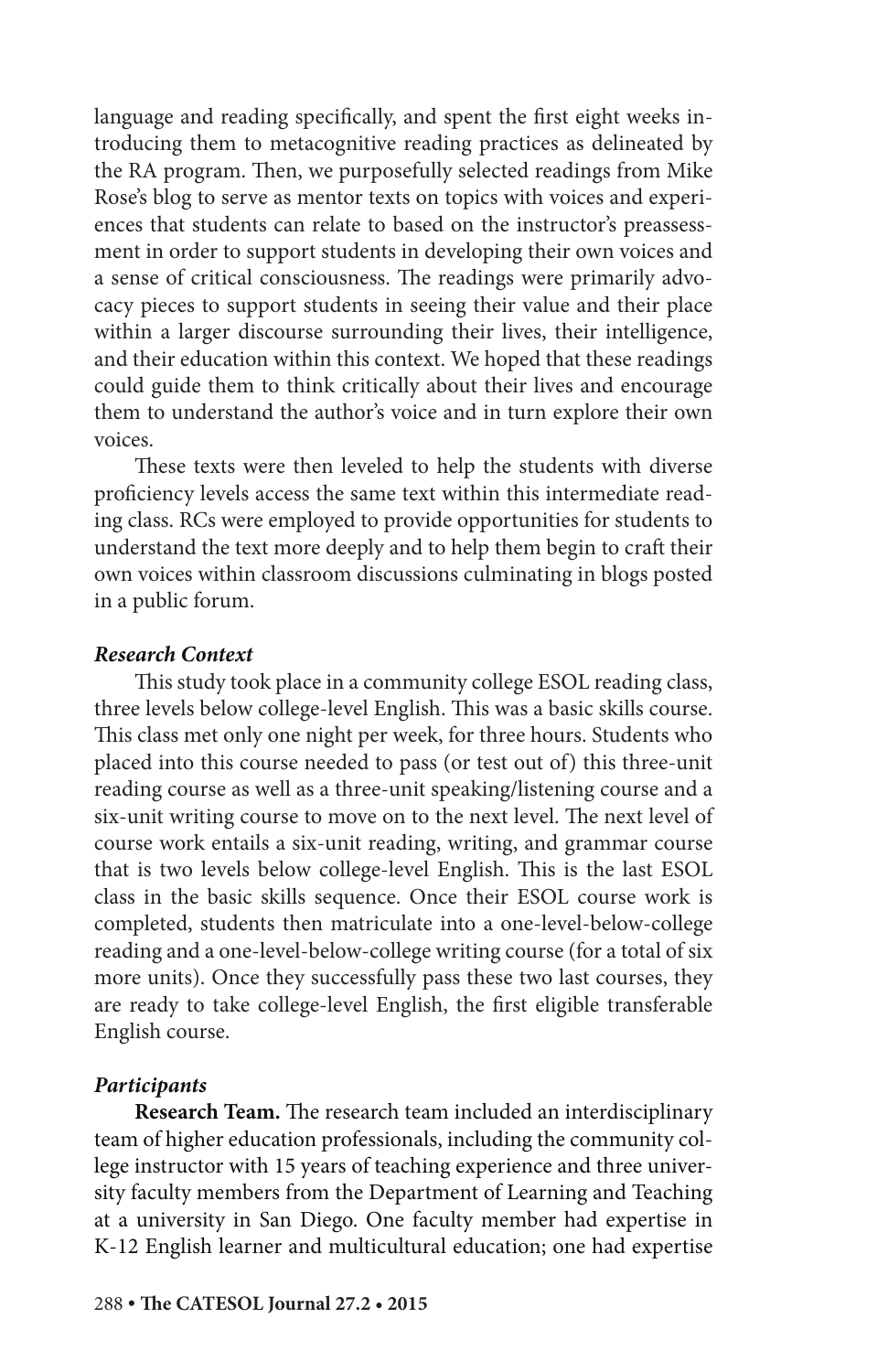language and reading specifically, and spent the first eight weeks introducing them to metacognitive reading practices as delineated by the RA program. Then, we purposefully selected readings from Mike Rose's blog to serve as mentor texts on topics with voices and experiences that students can relate to based on the instructor's preassessment in order to support students in developing their own voices and a sense of critical consciousness. The readings were primarily advocacy pieces to support students in seeing their value and their place within a larger discourse surrounding their lives, their intelligence, and their education within this context. We hoped that these readings could guide them to think critically about their lives and encourage them to understand the author's voice and in turn explore their own voices.

These texts were then leveled to help the students with diverse proficiency levels access the same text within this intermediate reading class. RCs were employed to provide opportunities for students to understand the text more deeply and to help them begin to craft their own voices within classroom discussions culminating in blogs posted in a public forum.

### *Research Context*

This study took place in a community college ESOL reading class, three levels below college-level English. This was a basic skills course. This class met only one night per week, for three hours. Students who placed into this course needed to pass (or test out of) this three-unit reading course as well as a three-unit speaking/listening course and a six-unit writing course to move on to the next level. The next level of course work entails a six-unit reading, writing, and grammar course that is two levels below college-level English. This is the last ESOL class in the basic skills sequence. Once their ESOL course work is completed, students then matriculate into a one-level-below-college reading and a one-level-below-college writing course (for a total of six more units). Once they successfully pass these two last courses, they are ready to take college-level English, the first eligible transferable English course.

### *Participants*

**Research Team.** The research team included an interdisciplinary team of higher education professionals, including the community college instructor with 15 years of teaching experience and three university faculty members from the Department of Learning and Teaching at a university in San Diego. One faculty member had expertise in K-12 English learner and multicultural education; one had expertise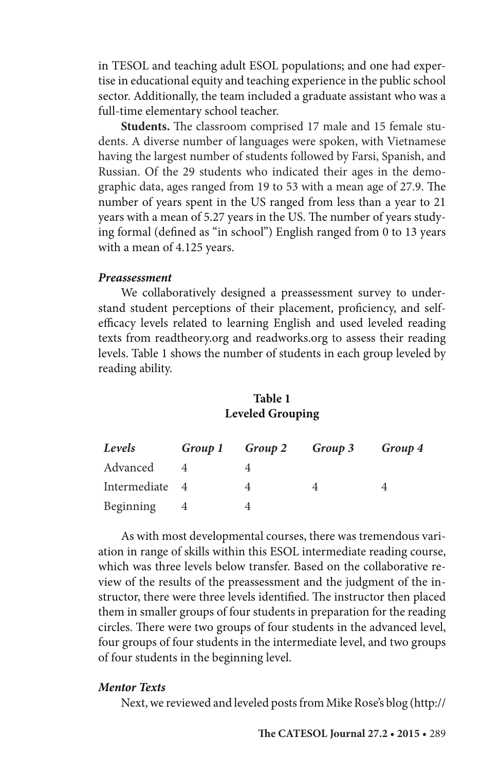in TESOL and teaching adult ESOL populations; and one had expertise in educational equity and teaching experience in the public school sector. Additionally, the team included a graduate assistant who was a full-time elementary school teacher.

**Students.** The classroom comprised 17 male and 15 female students. A diverse number of languages were spoken, with Vietnamese having the largest number of students followed by Farsi, Spanish, and Russian. Of the 29 students who indicated their ages in the demographic data, ages ranged from 19 to 53 with a mean age of 27.9. The number of years spent in the US ranged from less than a year to 21 years with a mean of 5.27 years in the US. The number of years studying formal (defined as "in school") English ranged from 0 to 13 years with a mean of 4.125 years.

### *Preassessment*

We collaboratively designed a preassessment survey to understand student perceptions of their placement, proficiency, and self-efficacy levels related to learning English and used leveled reading texts from readtheory.org and readworks.org to assess their reading levels. Table 1 shows the number of students in each group leveled by reading ability.

**Table 1**
**Leveled Grouping**

| *Levels* | *Group 1* | *Group 2* | *Group 3* | *Group 4* |
|---|---|---|---|---|
| Advanced | 4 | 4 | | |
| Intermediate | 4 | 4 | 4 | 4 |
| Beginning | 4 | 4 | | |

As with most developmental courses, there was tremendous variation in range of skills within this ESOL intermediate reading course, which was three levels below transfer. Based on the collaborative review of the results of the preassessment and the judgment of the instructor, there were three levels identified. The instructor then placed them in smaller groups of four students in preparation for the reading circles. There were two groups of four students in the advanced level, four groups of four students in the intermediate level, and two groups of four students in the beginning level.

### *Mentor Texts*

Next, we reviewed and leveled posts from Mike Rose's blog (http://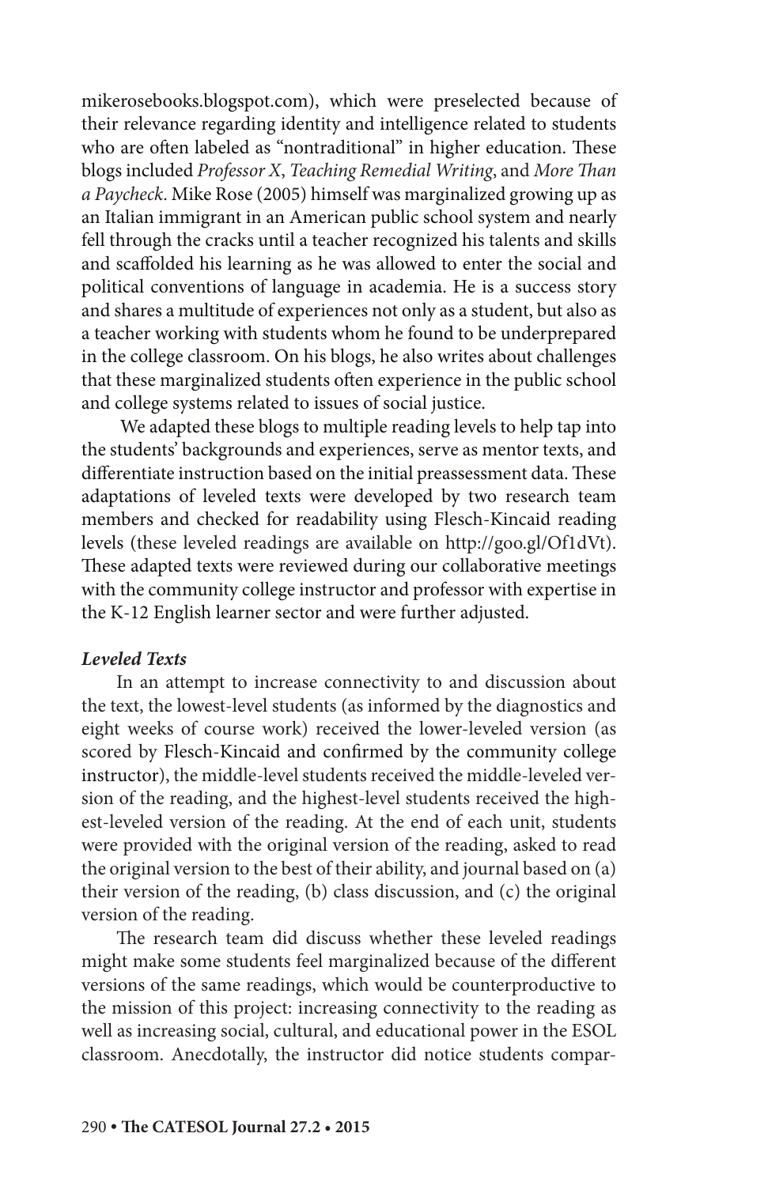mikerosebooks.blogspot.com), which were preselected because of their relevance regarding identity and intelligence related to students who are often labeled as "nontraditional" in higher education. These blogs included *Professor X*, *Teaching Remedial Writing*, and *More Than a Paycheck*. Mike Rose (2005) himself was marginalized growing up as an Italian immigrant in an American public school system and nearly fell through the cracks until a teacher recognized his talents and skills and scaffolded his learning as he was allowed to enter the social and political conventions of language in academia. He is a success story and shares a multitude of experiences not only as a student, but also as a teacher working with students whom he found to be underprepared in the college classroom. On his blogs, he also writes about challenges that these marginalized students often experience in the public school and college systems related to issues of social justice.

We adapted these blogs to multiple reading levels to help tap into the students' backgrounds and experiences, serve as mentor texts, and differentiate instruction based on the initial preassessment data. These adaptations of leveled texts were developed by two research team members and checked for readability using Flesch-Kincaid reading levels (these leveled readings are available on http://goo.gl/Of1dVt). These adapted texts were reviewed during our collaborative meetings with the community college instructor and professor with expertise in the K-12 English learner sector and were further adjusted.

***Leveled Texts***

In an attempt to increase connectivity to and discussion about the text, the lowest-level students (as informed by the diagnostics and eight weeks of course work) received the lower-leveled version (as scored by Flesch-Kincaid and confirmed by the community college instructor), the middle-level students received the middle-leveled version of the reading, and the highest-level students received the highest-leveled version of the reading. At the end of each unit, students were provided with the original version of the reading, asked to read the original version to the best of their ability, and journal based on (a) their version of the reading, (b) class discussion, and (c) the original version of the reading.

The research team did discuss whether these leveled readings might make some students feel marginalized because of the different versions of the same readings, which would be counterproductive to the mission of this project: increasing connectivity to the reading as well as increasing social, cultural, and educational power in the ESOL classroom. Anecdotally, the instructor did notice students compar-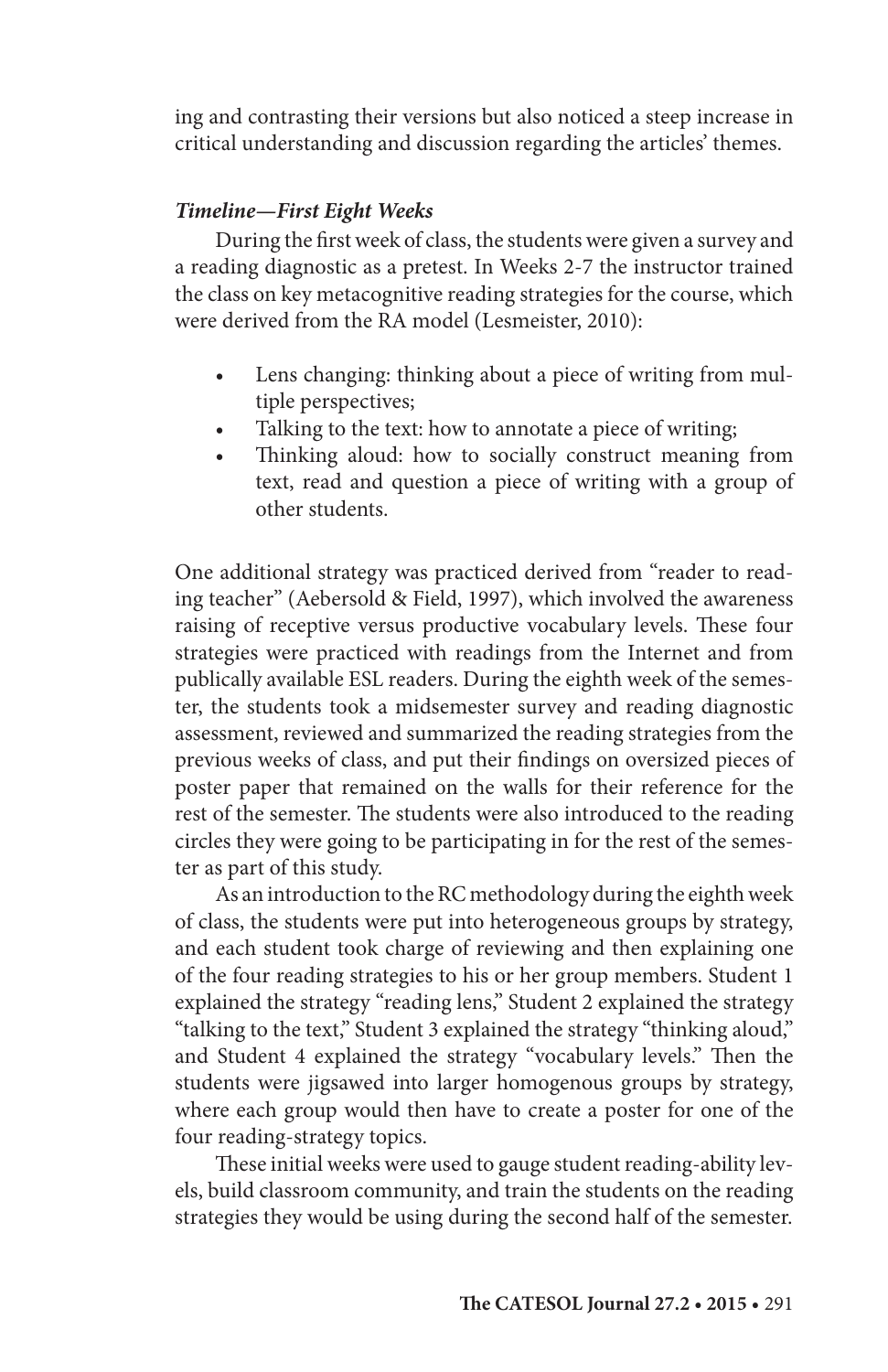ing and contrasting their versions but also noticed a steep increase in critical understanding and discussion regarding the articles' themes.

***Timeline—First Eight Weeks***

During the first week of class, the students were given a survey and a reading diagnostic as a pretest. In Weeks 2-7 the instructor trained the class on key metacognitive reading strategies for the course, which were derived from the RA model (Lesmeister, 2010):

- Lens changing: thinking about a piece of writing from multiple perspectives;
- Talking to the text: how to annotate a piece of writing;
- Thinking aloud: how to socially construct meaning from text, read and question a piece of writing with a group of other students.

One additional strategy was practiced derived from "reader to reading teacher" (Aebersold & Field, 1997), which involved the awareness raising of receptive versus productive vocabulary levels. These four strategies were practiced with readings from the Internet and from publically available ESL readers. During the eighth week of the semester, the students took a midsemester survey and reading diagnostic assessment, reviewed and summarized the reading strategies from the previous weeks of class, and put their findings on oversized pieces of poster paper that remained on the walls for their reference for the rest of the semester. The students were also introduced to the reading circles they were going to be participating in for the rest of the semester as part of this study.

As an introduction to the RC methodology during the eighth week of class, the students were put into heterogeneous groups by strategy, and each student took charge of reviewing and then explaining one of the four reading strategies to his or her group members. Student 1 explained the strategy "reading lens," Student 2 explained the strategy "talking to the text," Student 3 explained the strategy "thinking aloud," and Student 4 explained the strategy "vocabulary levels." Then the students were jigsawed into larger homogenous groups by strategy, where each group would then have to create a poster for one of the four reading-strategy topics.

These initial weeks were used to gauge student reading-ability levels, build classroom community, and train the students on the reading strategies they would be using during the second half of the semester.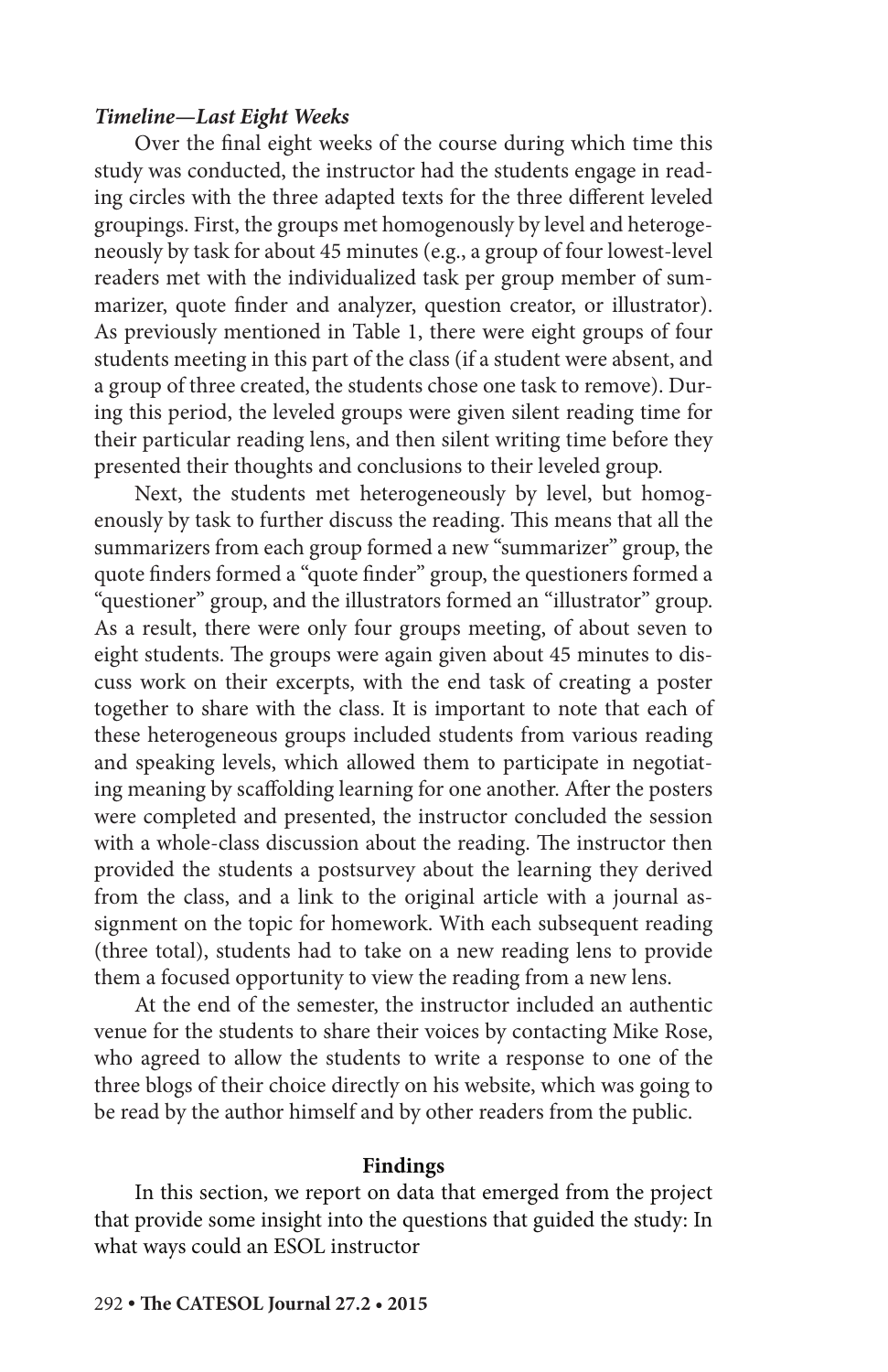***Timeline—Last Eight Weeks***

Over the final eight weeks of the course during which time this study was conducted, the instructor had the students engage in reading circles with the three adapted texts for the three different leveled groupings. First, the groups met homogenously by level and heterogeneously by task for about 45 minutes (e.g., a group of four lowest-level readers met with the individualized task per group member of summarizer, quote finder and analyzer, question creator, or illustrator). As previously mentioned in Table 1, there were eight groups of four students meeting in this part of the class (if a student were absent, and a group of three created, the students chose one task to remove). During this period, the leveled groups were given silent reading time for their particular reading lens, and then silent writing time before they presented their thoughts and conclusions to their leveled group.

Next, the students met heterogeneously by level, but homogenously by task to further discuss the reading. This means that all the summarizers from each group formed a new "summarizer" group, the quote finders formed a "quote finder" group, the questioners formed a "questioner" group, and the illustrators formed an "illustrator" group. As a result, there were only four groups meeting, of about seven to eight students. The groups were again given about 45 minutes to discuss work on their excerpts, with the end task of creating a poster together to share with the class. It is important to note that each of these heterogeneous groups included students from various reading and speaking levels, which allowed them to participate in negotiating meaning by scaffolding learning for one another. After the posters were completed and presented, the instructor concluded the session with a whole-class discussion about the reading. The instructor then provided the students a postsurvey about the learning they derived from the class, and a link to the original article with a journal assignment on the topic for homework. With each subsequent reading (three total), students had to take on a new reading lens to provide them a focused opportunity to view the reading from a new lens.

At the end of the semester, the instructor included an authentic venue for the students to share their voices by contacting Mike Rose, who agreed to allow the students to write a response to one of the three blogs of their choice directly on his website, which was going to be read by the author himself and by other readers from the public.

## Findings

In this section, we report on data that emerged from the project that provide some insight into the questions that guided the study: In what ways could an ESOL instructor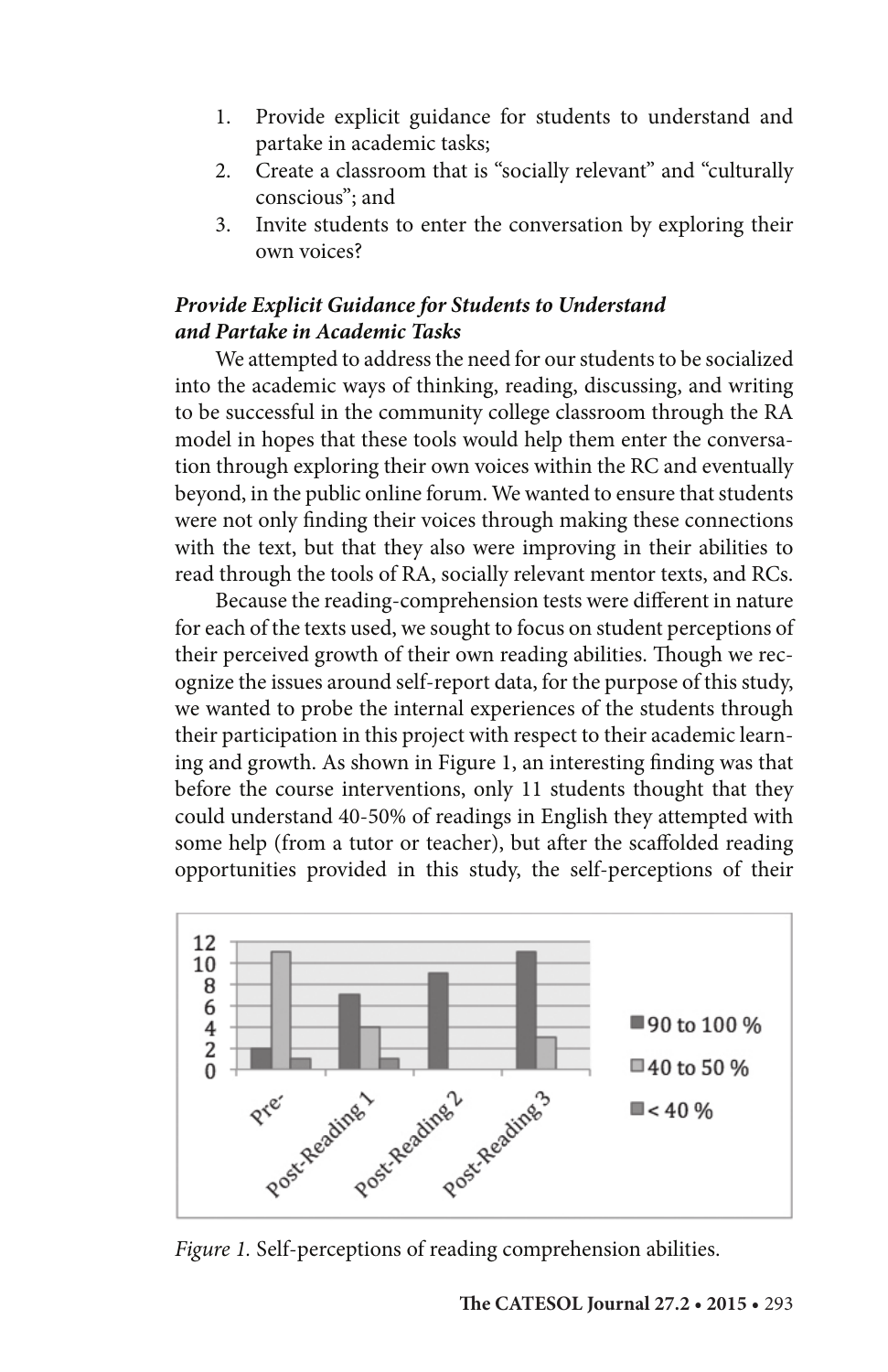1. Provide explicit guidance for students to understand and partake in academic tasks;
2. Create a classroom that is "socially relevant" and "culturally conscious"; and
3. Invite students to enter the conversation by exploring their own voices?

### *Provide Explicit Guidance for Students to Understand and Partake in Academic Tasks*

We attempted to address the need for our students to be socialized into the academic ways of thinking, reading, discussing, and writing to be successful in the community college classroom through the RA model in hopes that these tools would help them enter the conversation through exploring their own voices within the RC and eventually beyond, in the public online forum. We wanted to ensure that students were not only finding their voices through making these connections with the text, but that they also were improving in their abilities to read through the tools of RA, socially relevant mentor texts, and RCs.

Because the reading-comprehension tests were different in nature for each of the texts used, we sought to focus on student perceptions of their perceived growth of their own reading abilities. Though we recognize the issues around self-report data, for the purpose of this study, we wanted to probe the internal experiences of the students through their participation in this project with respect to their academic learning and growth. As shown in Figure 1, an interesting finding was that before the course interventions, only 11 students thought that they could understand 40-50% of readings in English they attempted with some help (from a tutor or teacher), but after the scaffolded reading opportunities provided in this study, the self-perceptions of their

*Figure 1.* Self-perceptions of reading comprehension abilities.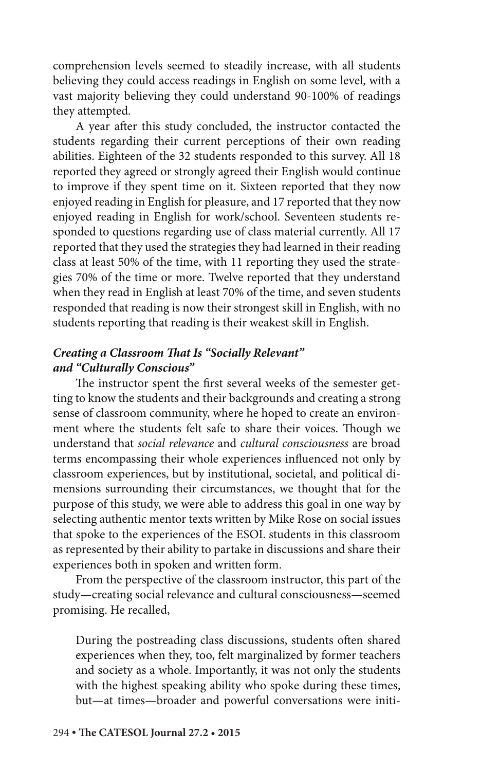comprehension levels seemed to steadily increase, with all students believing they could access readings in English on some level, with a vast majority believing they could understand 90-100% of readings they attempted.

A year after this study concluded, the instructor contacted the students regarding their current perceptions of their own reading abilities. Eighteen of the 32 students responded to this survey. All 18 reported they agreed or strongly agreed their English would continue to improve if they spent time on it. Sixteen reported that they now enjoyed reading in English for pleasure, and 17 reported that they now enjoyed reading in English for work/school. Seventeen students responded to questions regarding use of class material currently. All 17 reported that they used the strategies they had learned in their reading class at least 50% of the time, with 11 reporting they used the strategies 70% of the time or more. Twelve reported that they understand when they read in English at least 70% of the time, and seven students responded that reading is now their strongest skill in English, with no students reporting that reading is their weakest skill in English.

### *Creating a Classroom That Is "Socially Relevant" and "Culturally Conscious"*

The instructor spent the first several weeks of the semester getting to know the students and their backgrounds and creating a strong sense of classroom community, where he hoped to create an environment where the students felt safe to share their voices. Though we understand that *social relevance* and *cultural consciousness* are broad terms encompassing their whole experiences influenced not only by classroom experiences, but by institutional, societal, and political dimensions surrounding their circumstances, we thought that for the purpose of this study, we were able to address this goal in one way by selecting authentic mentor texts written by Mike Rose on social issues that spoke to the experiences of the ESOL students in this classroom as represented by their ability to partake in discussions and share their experiences both in spoken and written form.

From the perspective of the classroom instructor, this part of the study—creating social relevance and cultural consciousness—seemed promising. He recalled,

> During the postreading class discussions, students often shared experiences when they, too, felt marginalized by former teachers and society as a whole. Importantly, it was not only the students with the highest speaking ability who spoke during these times, but—at times—broader and powerful conversations were initi-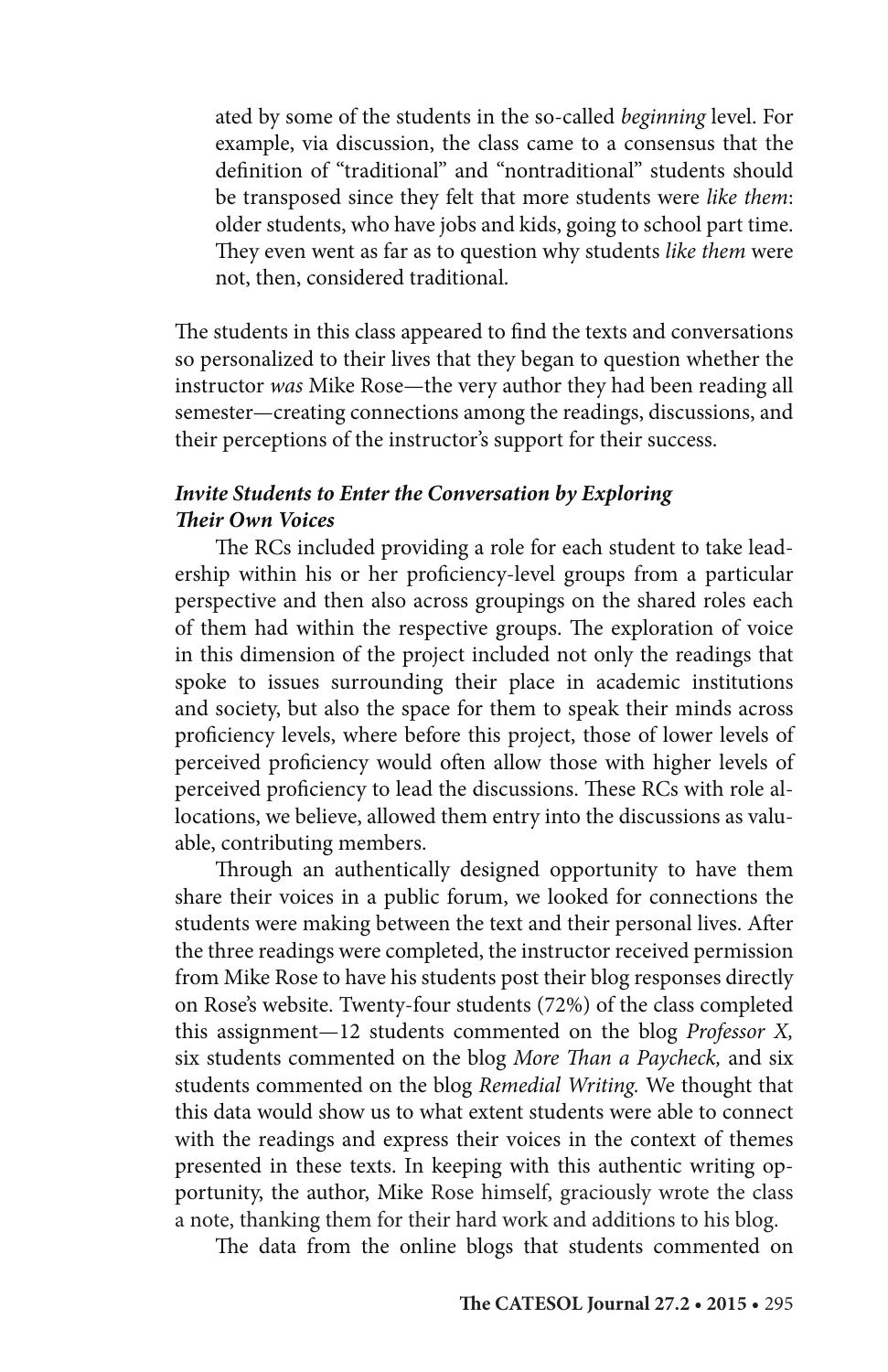ated by some of the students in the so-called *beginning* level. For example, via discussion, the class came to a consensus that the definition of "traditional" and "nontraditional" students should be transposed since they felt that more students were *like them*: older students, who have jobs and kids, going to school part time. They even went as far as to question why students *like them* were not, then, considered traditional.

The students in this class appeared to find the texts and conversations so personalized to their lives that they began to question whether the instructor *was* Mike Rose—the very author they had been reading all semester—creating connections among the readings, discussions, and their perceptions of the instructor's support for their success.

### *Invite Students to Enter the Conversation by Exploring Their Own Voices*

The RCs included providing a role for each student to take leadership within his or her proficiency-level groups from a particular perspective and then also across groupings on the shared roles each of them had within the respective groups. The exploration of voice in this dimension of the project included not only the readings that spoke to issues surrounding their place in academic institutions and society, but also the space for them to speak their minds across proficiency levels, where before this project, those of lower levels of perceived proficiency would often allow those with higher levels of perceived proficiency to lead the discussions. These RCs with role allocations, we believe, allowed them entry into the discussions as valuable, contributing members.

Through an authentically designed opportunity to have them share their voices in a public forum, we looked for connections the students were making between the text and their personal lives. After the three readings were completed, the instructor received permission from Mike Rose to have his students post their blog responses directly on Rose's website. Twenty-four students (72%) of the class completed this assignment—12 students commented on the blog *Professor X,* six students commented on the blog *More Than a Paycheck,* and six students commented on the blog *Remedial Writing.* We thought that this data would show us to what extent students were able to connect with the readings and express their voices in the context of themes presented in these texts. In keeping with this authentic writing opportunity, the author, Mike Rose himself, graciously wrote the class a note, thanking them for their hard work and additions to his blog.

The data from the online blogs that students commented on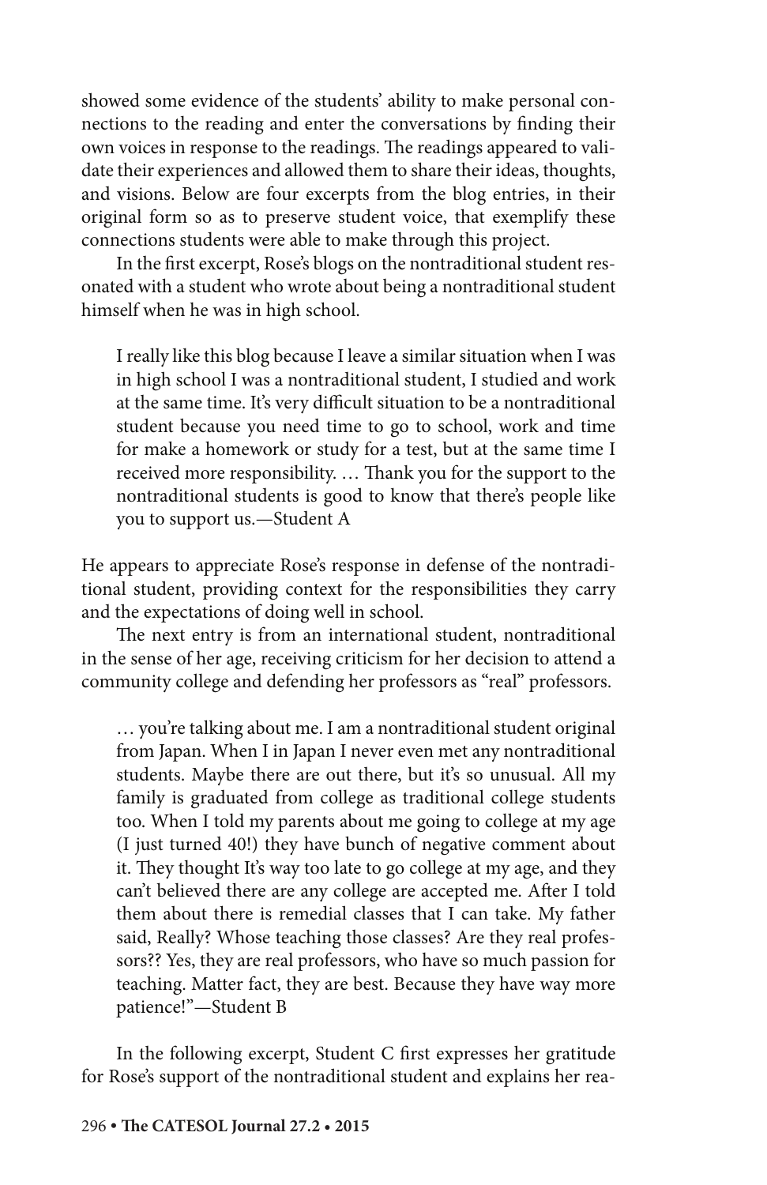showed some evidence of the students' ability to make personal connections to the reading and enter the conversations by finding their own voices in response to the readings. The readings appeared to validate their experiences and allowed them to share their ideas, thoughts, and visions. Below are four excerpts from the blog entries, in their original form so as to preserve student voice, that exemplify these connections students were able to make through this project.

In the first excerpt, Rose's blogs on the nontraditional student resonated with a student who wrote about being a nontraditional student himself when he was in high school.

> I really like this blog because I leave a similar situation when I was in high school I was a nontraditional student, I studied and work at the same time. It's very difficult situation to be a nontraditional student because you need time to go to school, work and time for make a homework or study for a test, but at the same time I received more responsibility. … Thank you for the support to the nontraditional students is good to know that there's people like you to support us.—Student A

He appears to appreciate Rose's response in defense of the nontraditional student, providing context for the responsibilities they carry and the expectations of doing well in school.

The next entry is from an international student, nontraditional in the sense of her age, receiving criticism for her decision to attend a community college and defending her professors as "real" professors.

> … you're talking about me. I am a nontraditional student original from Japan. When I in Japan I never even met any nontraditional students. Maybe there are out there, but it's so unusual. All my family is graduated from college as traditional college students too. When I told my parents about me going to college at my age (I just turned 40!) they have bunch of negative comment about it. They thought It's way too late to go college at my age, and they can't believed there are any college are accepted me. After I told them about there is remedial classes that I can take. My father said, Really? Whose teaching those classes? Are they real professors?? Yes, they are real professors, who have so much passion for teaching. Matter fact, they are best. Because they have way more patience!"—Student B

In the following excerpt, Student C first expresses her gratitude for Rose's support of the nontraditional student and explains her rea-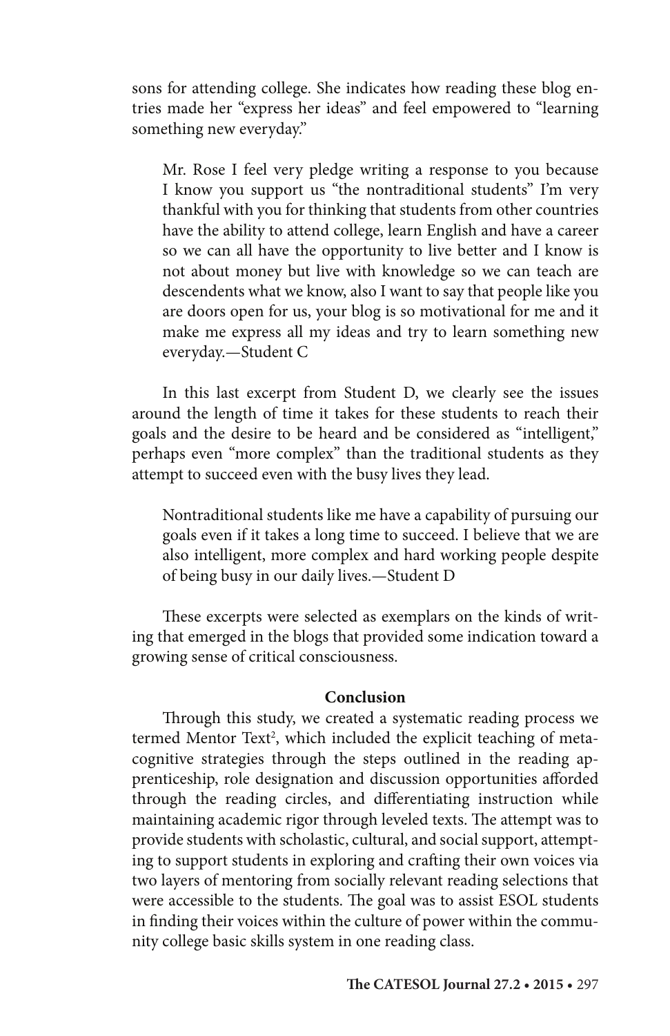sons for attending college. She indicates how reading these blog entries made her "express her ideas" and feel empowered to "learning something new everyday."

> Mr. Rose I feel very pledge writing a response to you because I know you support us "the nontraditional students" I'm very thankful with you for thinking that students from other countries have the ability to attend college, learn English and have a career so we can all have the opportunity to live better and I know is not about money but live with knowledge so we can teach are descendents what we know, also I want to say that people like you are doors open for us, your blog is so motivational for me and it make me express all my ideas and try to learn something new everyday.—Student C

In this last excerpt from Student D, we clearly see the issues around the length of time it takes for these students to reach their goals and the desire to be heard and be considered as "intelligent," perhaps even "more complex" than the traditional students as they attempt to succeed even with the busy lives they lead.

> Nontraditional students like me have a capability of pursuing our goals even if it takes a long time to succeed. I believe that we are also intelligent, more complex and hard working people despite of being busy in our daily lives.—Student D

These excerpts were selected as exemplars on the kinds of writing that emerged in the blogs that provided some indication toward a growing sense of critical consciousness.

## Conclusion

Through this study, we created a systematic reading process we termed Mentor Text[2], which included the explicit teaching of metacognitive strategies through the steps outlined in the reading apprenticeship, role designation and discussion opportunities afforded through the reading circles, and differentiating instruction while maintaining academic rigor through leveled texts. The attempt was to provide students with scholastic, cultural, and social support, attempting to support students in exploring and crafting their own voices via two layers of mentoring from socially relevant reading selections that were accessible to the students. The goal was to assist ESOL students in finding their voices within the culture of power within the community college basic skills system in one reading class.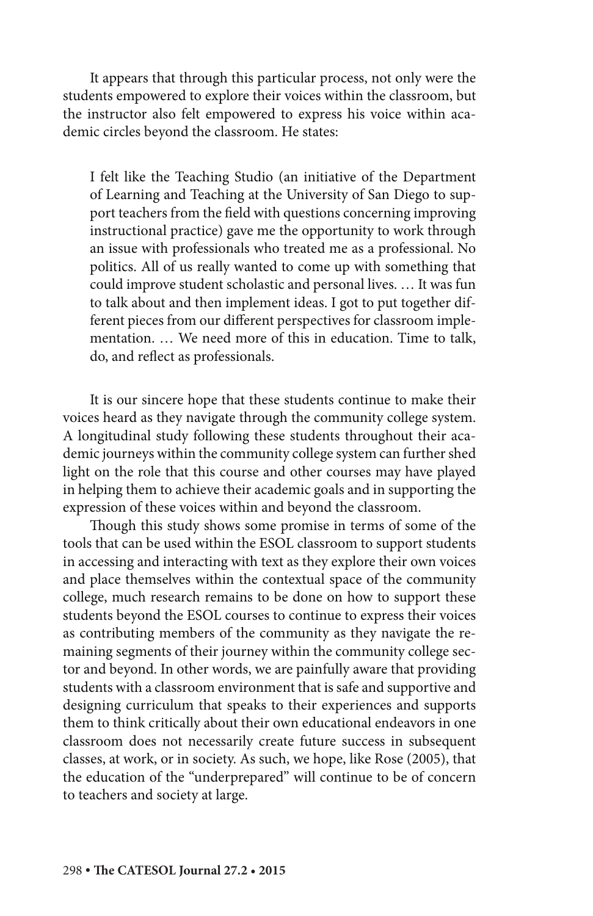It appears that through this particular process, not only were the students empowered to explore their voices within the classroom, but the instructor also felt empowered to express his voice within academic circles beyond the classroom. He states:

> I felt like the Teaching Studio (an initiative of the Department of Learning and Teaching at the University of San Diego to support teachers from the field with questions concerning improving instructional practice) gave me the opportunity to work through an issue with professionals who treated me as a professional. No politics. All of us really wanted to come up with something that could improve student scholastic and personal lives. … It was fun to talk about and then implement ideas. I got to put together different pieces from our different perspectives for classroom implementation. … We need more of this in education. Time to talk, do, and reflect as professionals.

It is our sincere hope that these students continue to make their voices heard as they navigate through the community college system. A longitudinal study following these students throughout their academic journeys within the community college system can further shed light on the role that this course and other courses may have played in helping them to achieve their academic goals and in supporting the expression of these voices within and beyond the classroom.

Though this study shows some promise in terms of some of the tools that can be used within the ESOL classroom to support students in accessing and interacting with text as they explore their own voices and place themselves within the contextual space of the community college, much research remains to be done on how to support these students beyond the ESOL courses to continue to express their voices as contributing members of the community as they navigate the remaining segments of their journey within the community college sector and beyond. In other words, we are painfully aware that providing students with a classroom environment that is safe and supportive and designing curriculum that speaks to their experiences and supports them to think critically about their own educational endeavors in one classroom does not necessarily create future success in subsequent classes, at work, or in society. As such, we hope, like Rose (2005), that the education of the "underprepared" will continue to be of concern to teachers and society at large.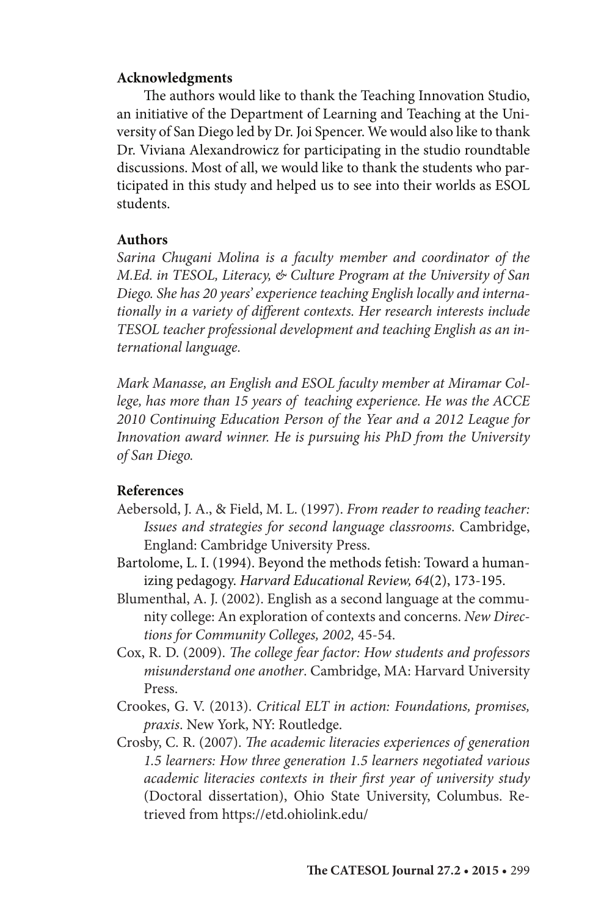## Acknowledgments

The authors would like to thank the Teaching Innovation Studio, an initiative of the Department of Learning and Teaching at the University of San Diego led by Dr. Joi Spencer. We would also like to thank Dr. Viviana Alexandrowicz for participating in the studio roundtable discussions. Most of all, we would like to thank the students who participated in this study and helped us to see into their worlds as ESOL students.

## Authors

*Sarina Chugani Molina is a faculty member and coordinator of the M.Ed. in TESOL, Literacy, & Culture Program at the University of San Diego. She has 20 years' experience teaching English locally and internationally in a variety of different contexts. Her research interests include TESOL teacher professional development and teaching English as an international language.*

*Mark Manasse, an English and ESOL faculty member at Miramar College, has more than 15 years of teaching experience. He was the ACCE 2010 Continuing Education Person of the Year and a 2012 League for Innovation award winner. He is pursuing his PhD from the University of San Diego.*

## References

Aebersold, J. A., & Field, M. L. (1997). *From reader to reading teacher: Issues and strategies for second language classrooms*. Cambridge, England: Cambridge University Press.

Bartolome, L. I. (1994). Beyond the methods fetish: Toward a humanizing pedagogy. *Harvard Educational Review, 64*(2), 173-195.

Blumenthal, A. J. (2002). English as a second language at the community college: An exploration of contexts and concerns. *New Directions for Community Colleges, 2002,* 45-54.

Cox, R. D. (2009). *The college fear factor: How students and professors misunderstand one another*. Cambridge, MA: Harvard University Press.

Crookes, G. V. (2013). *Critical ELT in action: Foundations, promises, praxis*. New York, NY: Routledge.

Crosby, C. R. (2007). *The academic literacies experiences of generation 1.5 learners: How three generation 1.5 learners negotiated various academic literacies contexts in their first year of university study* (Doctoral dissertation), Ohio State University, Columbus. Retrieved from https://etd.ohiolink.edu/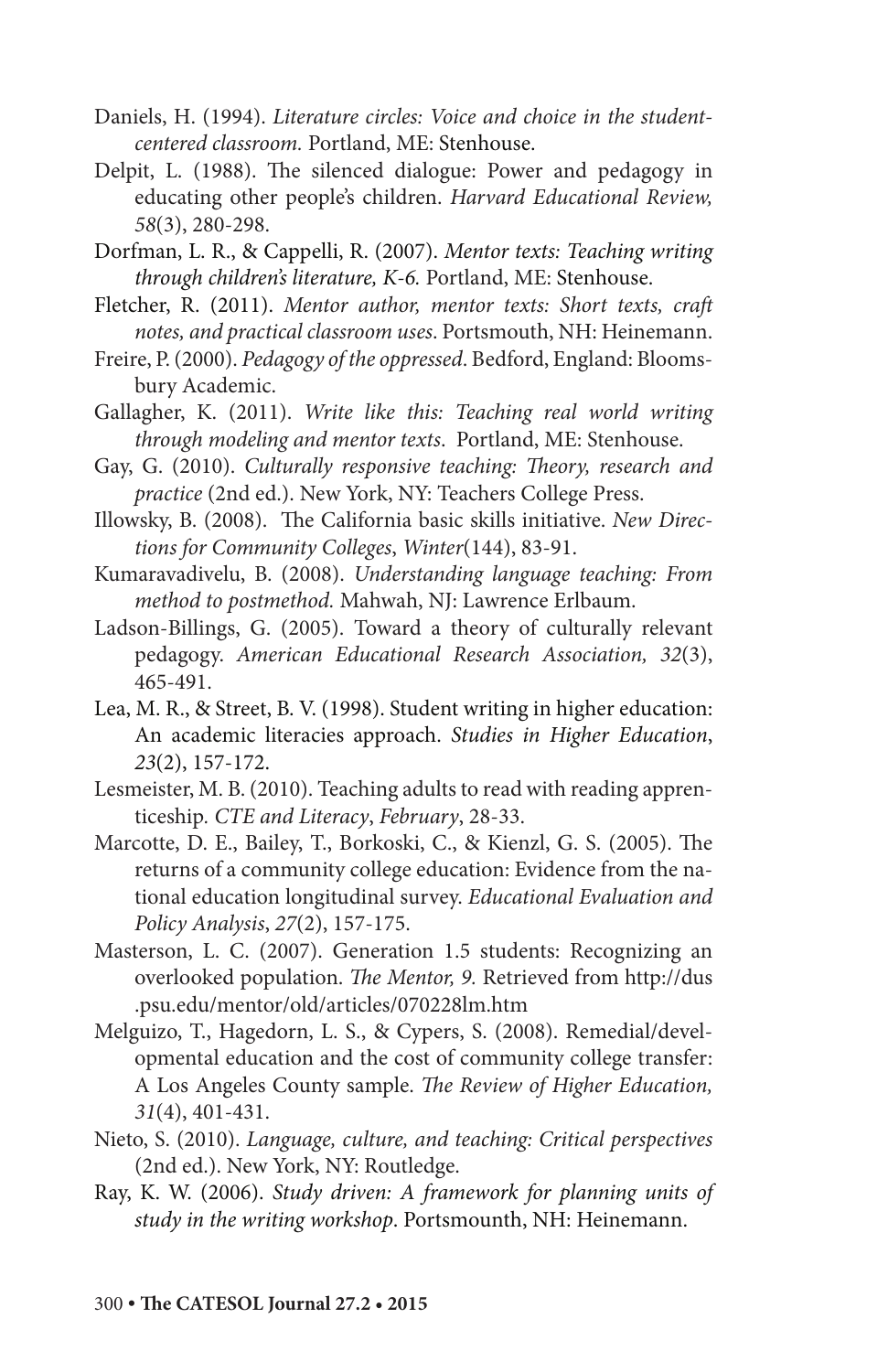Daniels, H. (1994). *Literature circles: Voice and choice in the student-centered classroom.* Portland, ME: Stenhouse.

Delpit, L. (1988). The silenced dialogue: Power and pedagogy in educating other people's children. *Harvard Educational Review, 58*(3), 280-298.

Dorfman, L. R., & Cappelli, R. (2007). *Mentor texts: Teaching writing through children's literature, K-6.* Portland, ME: Stenhouse.

Fletcher, R. (2011). *Mentor author, mentor texts: Short texts, craft notes, and practical classroom uses*. Portsmouth, NH: Heinemann.

Freire, P. (2000). *Pedagogy of the oppressed*. Bedford, England: Bloomsbury Academic.

Gallagher, K. (2011). *Write like this: Teaching real world writing through modeling and mentor texts*. Portland, ME: Stenhouse.

Gay, G. (2010). *Culturally responsive teaching: Theory, research and practice* (2nd ed.). New York, NY: Teachers College Press.

Illowsky, B. (2008). The California basic skills initiative. *New Directions for Community Colleges*, *Winter*(144), 83-91.

Kumaravadivelu, B. (2008). *Understanding language teaching: From method to postmethod.* Mahwah, NJ: Lawrence Erlbaum.

Ladson-Billings, G. (2005). Toward a theory of culturally relevant pedagogy. *American Educational Research Association, 32*(3), 465-491.

Lea, M. R., & Street, B. V. (1998). Student writing in higher education: An academic literacies approach. *Studies in Higher Education*, *23*(2), 157-172.

Lesmeister, M. B. (2010). Teaching adults to read with reading apprenticeship. *CTE and Literacy*, *February*, 28-33.

Marcotte, D. E., Bailey, T., Borkoski, C., & Kienzl, G. S. (2005). The returns of a community college education: Evidence from the national education longitudinal survey. *Educational Evaluation and Policy Analysis*, *27*(2), 157-175.

Masterson, L. C. (2007). Generation 1.5 students: Recognizing an overlooked population. *The Mentor, 9.* Retrieved from http://dus.psu.edu/mentor/old/articles/070228lm.htm

Melguizo, T., Hagedorn, L. S., & Cypers, S. (2008). Remedial/developmental education and the cost of community college transfer: A Los Angeles County sample. *The Review of Higher Education, 31*(4), 401-431.

Nieto, S. (2010). *Language, culture, and teaching: Critical perspectives* (2nd ed.). New York, NY: Routledge.

Ray, K. W. (2006). *Study driven: A framework for planning units of study in the writing workshop*. Portsmounth, NH: Heinemann.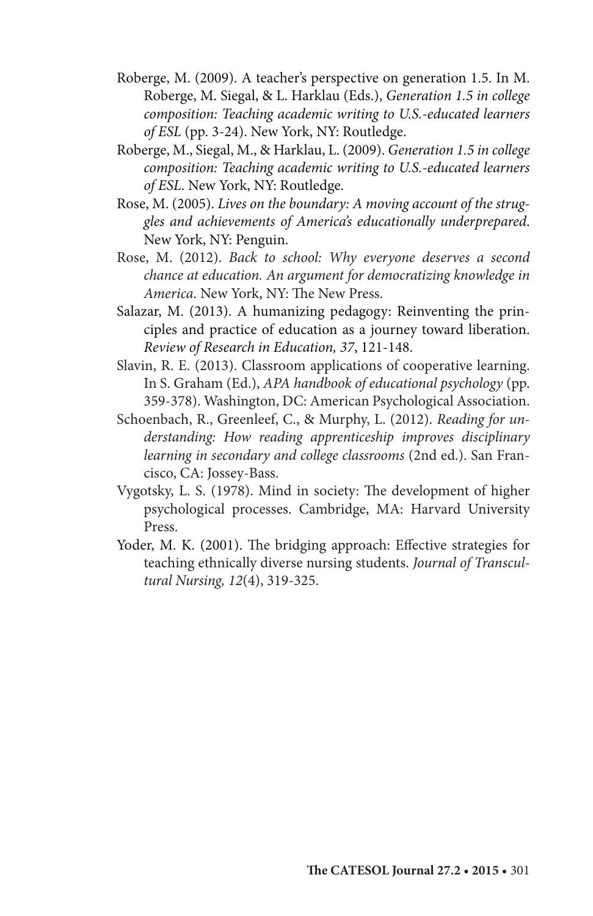Roberge, M. (2009). A teacher's perspective on generation 1.5. In M. Roberge, M. Siegal, & L. Harklau (Eds.), *Generation 1.5 in college composition: Teaching academic writing to U.S.-educated learners of ESL* (pp. 3-24). New York, NY: Routledge.

Roberge, M., Siegal, M., & Harklau, L. (2009). *Generation 1.5 in college composition: Teaching academic writing to U.S.-educated learners of ESL*. New York, NY: Routledge.

Rose, M. (2005). *Lives on the boundary: A moving account of the struggles and achievements of America's educationally underprepared*. New York, NY: Penguin.

Rose, M. (2012). *Back to school: Why everyone deserves a second chance at education. An argument for democratizing knowledge in America*. New York, NY: The New Press.

Salazar, M. (2013). A humanizing pedagogy: Reinventing the principles and practice of education as a journey toward liberation. *Review of Research in Education, 37*, 121-148.

Slavin, R. E. (2013). Classroom applications of cooperative learning. In S. Graham (Ed.), *APA handbook of educational psychology* (pp. 359-378). Washington, DC: American Psychological Association.

Schoenbach, R., Greenleef, C., & Murphy, L. (2012). *Reading for understanding: How reading apprenticeship improves disciplinary learning in secondary and college classrooms* (2nd ed.). San Francisco, CA: Jossey-Bass.

Vygotsky, L. S. (1978). Mind in society: The development of higher psychological processes. Cambridge, MA: Harvard University Press.

Yoder, M. K. (2001). The bridging approach: Effective strategies for teaching ethnically diverse nursing students. *Journal of Transcultural Nursing, 12*(4), 319-325.